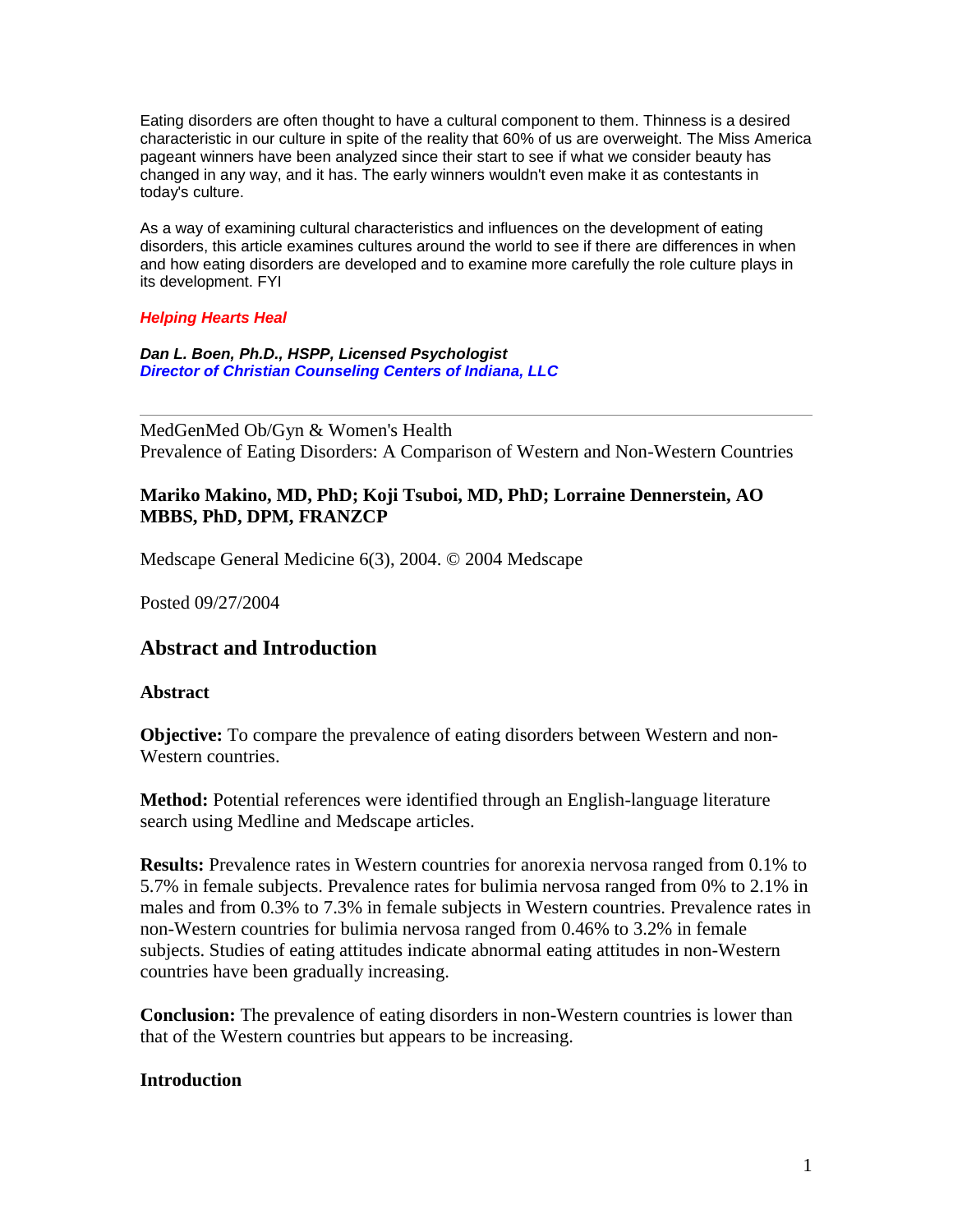Eating disorders are often thought to have a cultural component to them. Thinness is a desired characteristic in our culture in spite of the reality that 60% of us are overweight. The Miss America pageant winners have been analyzed since their start to see if what we consider beauty has changed in any way, and it has. The early winners wouldn't even make it as contestants in today's culture.

As a way of examining cultural characteristics and influences on the development of eating disorders, this article examines cultures around the world to see if there are differences in when and how eating disorders are developed and to examine more carefully the role culture plays in its development. FYI

***Helping Hearts Heal***

***Dan L. Boen, Ph.D., HSPP, Licensed Psychologist***
***Director of Christian Counseling Centers of Indiana, LLC***

---

MedGenMed Ob/Gyn & Women's Health
Prevalence of Eating Disorders: A Comparison of Western and Non-Western Countries

**Mariko Makino, MD, PhD; Koji Tsuboi, MD, PhD; Lorraine Dennerstein, AO MBBS, PhD, DPM, FRANZCP**

Medscape General Medicine 6(3), 2004. © 2004 Medscape

Posted 09/27/2004

## Abstract and Introduction

### Abstract

**Objective:** To compare the prevalence of eating disorders between Western and non-Western countries.

**Method:** Potential references were identified through an English-language literature search using Medline and Medscape articles.

**Results:** Prevalence rates in Western countries for anorexia nervosa ranged from 0.1% to 5.7% in female subjects. Prevalence rates for bulimia nervosa ranged from 0% to 2.1% in males and from 0.3% to 7.3% in female subjects in Western countries. Prevalence rates in non-Western countries for bulimia nervosa ranged from 0.46% to 3.2% in female subjects. Studies of eating attitudes indicate abnormal eating attitudes in non-Western countries have been gradually increasing.

**Conclusion:** The prevalence of eating disorders in non-Western countries is lower than that of the Western countries but appears to be increasing.

### Introduction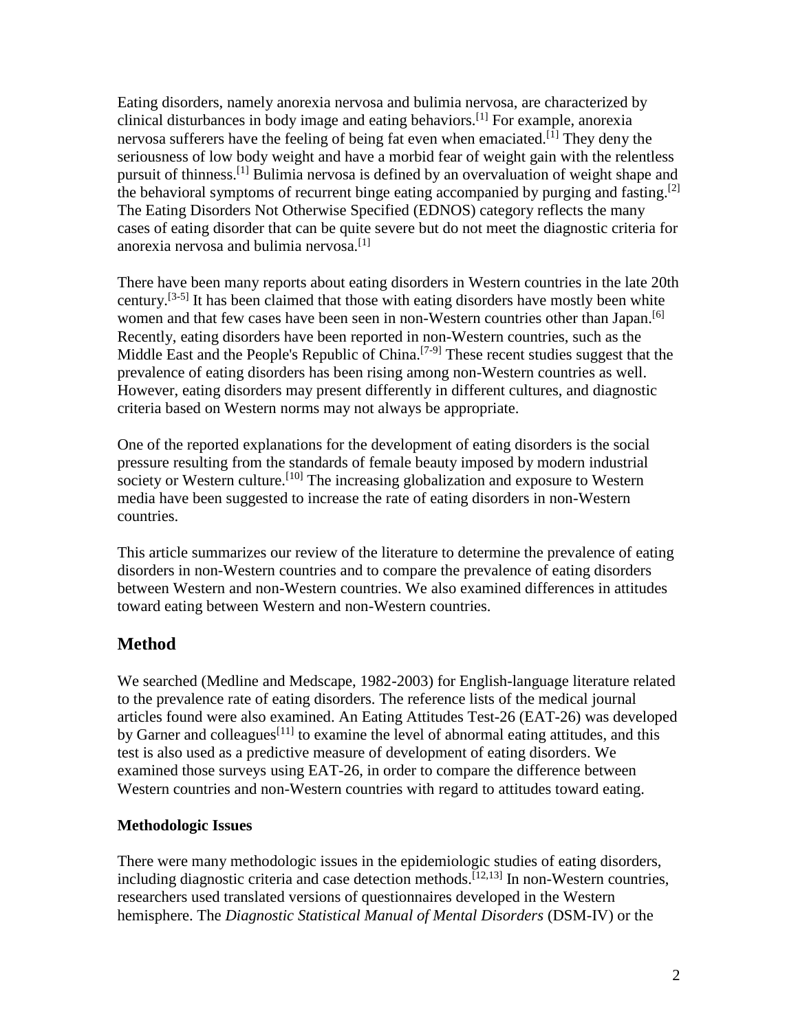Eating disorders, namely anorexia nervosa and bulimia nervosa, are characterized by clinical disturbances in body image and eating behaviors.[1] For example, anorexia nervosa sufferers have the feeling of being fat even when emaciated.[1] They deny the seriousness of low body weight and have a morbid fear of weight gain with the relentless pursuit of thinness.[1] Bulimia nervosa is defined by an overvaluation of weight shape and the behavioral symptoms of recurrent binge eating accompanied by purging and fasting.[2] The Eating Disorders Not Otherwise Specified (EDNOS) category reflects the many cases of eating disorder that can be quite severe but do not meet the diagnostic criteria for anorexia nervosa and bulimia nervosa.[1]

There have been many reports about eating disorders in Western countries in the late 20th century.[3-5] It has been claimed that those with eating disorders have mostly been white women and that few cases have been seen in non-Western countries other than Japan.[6] Recently, eating disorders have been reported in non-Western countries, such as the Middle East and the People's Republic of China.[7-9] These recent studies suggest that the prevalence of eating disorders has been rising among non-Western countries as well. However, eating disorders may present differently in different cultures, and diagnostic criteria based on Western norms may not always be appropriate.

One of the reported explanations for the development of eating disorders is the social pressure resulting from the standards of female beauty imposed by modern industrial society or Western culture.[10] The increasing globalization and exposure to Western media have been suggested to increase the rate of eating disorders in non-Western countries.

This article summarizes our review of the literature to determine the prevalence of eating disorders in non-Western countries and to compare the prevalence of eating disorders between Western and non-Western countries. We also examined differences in attitudes toward eating between Western and non-Western countries.

## Method

We searched (Medline and Medscape, 1982-2003) for English-language literature related to the prevalence rate of eating disorders. The reference lists of the medical journal articles found were also examined. An Eating Attitudes Test-26 (EAT-26) was developed by Garner and colleagues[11] to examine the level of abnormal eating attitudes, and this test is also used as a predictive measure of development of eating disorders. We examined those surveys using EAT-26, in order to compare the difference between Western countries and non-Western countries with regard to attitudes toward eating.

### Methodologic Issues

There were many methodologic issues in the epidemiologic studies of eating disorders, including diagnostic criteria and case detection methods.[12,13] In non-Western countries, researchers used translated versions of questionnaires developed in the Western hemisphere. The *Diagnostic Statistical Manual of Mental Disorders* (DSM-IV) or the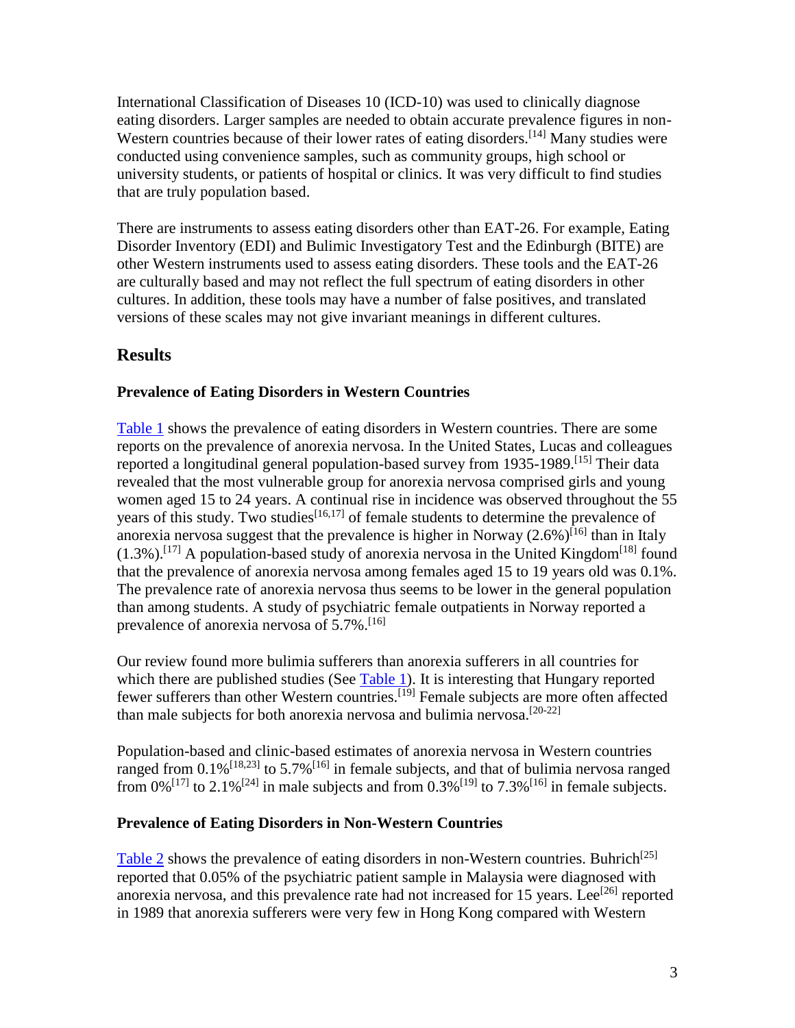International Classification of Diseases 10 (ICD-10) was used to clinically diagnose eating disorders. Larger samples are needed to obtain accurate prevalence figures in non-Western countries because of their lower rates of eating disorders.[14] Many studies were conducted using convenience samples, such as community groups, high school or university students, or patients of hospital or clinics. It was very difficult to find studies that are truly population based.

There are instruments to assess eating disorders other than EAT-26. For example, Eating Disorder Inventory (EDI) and Bulimic Investigatory Test and the Edinburgh (BITE) are other Western instruments used to assess eating disorders. These tools and the EAT-26 are culturally based and may not reflect the full spectrum of eating disorders in other cultures. In addition, these tools may have a number of false positives, and translated versions of these scales may not give invariant meanings in different cultures.

## Results

### Prevalence of Eating Disorders in Western Countries

Table 1 shows the prevalence of eating disorders in Western countries. There are some reports on the prevalence of anorexia nervosa. In the United States, Lucas and colleagues reported a longitudinal general population-based survey from 1935-1989.[15] Their data revealed that the most vulnerable group for anorexia nervosa comprised girls and young women aged 15 to 24 years. A continual rise in incidence was observed throughout the 55 years of this study. Two studies[16,17] of female students to determine the prevalence of anorexia nervosa suggest that the prevalence is higher in Norway (2.6%)[16] than in Italy (1.3%).[17] A population-based study of anorexia nervosa in the United Kingdom[18] found that the prevalence of anorexia nervosa among females aged 15 to 19 years old was 0.1%. The prevalence rate of anorexia nervosa thus seems to be lower in the general population than among students. A study of psychiatric female outpatients in Norway reported a prevalence of anorexia nervosa of 5.7%.[16]

Our review found more bulimia sufferers than anorexia sufferers in all countries for which there are published studies (See Table 1). It is interesting that Hungary reported fewer sufferers than other Western countries.[19] Female subjects are more often affected than male subjects for both anorexia nervosa and bulimia nervosa.[20-22]

Population-based and clinic-based estimates of anorexia nervosa in Western countries ranged from 0.1%[18,23] to 5.7%[16] in female subjects, and that of bulimia nervosa ranged from 0%[17] to 2.1%[24] in male subjects and from 0.3%[19] to 7.3%[16] in female subjects.

### Prevalence of Eating Disorders in Non-Western Countries

Table 2 shows the prevalence of eating disorders in non-Western countries. Buhrich[25] reported that 0.05% of the psychiatric patient sample in Malaysia were diagnosed with anorexia nervosa, and this prevalence rate had not increased for 15 years. Lee[26] reported in 1989 that anorexia sufferers were very few in Hong Kong compared with Western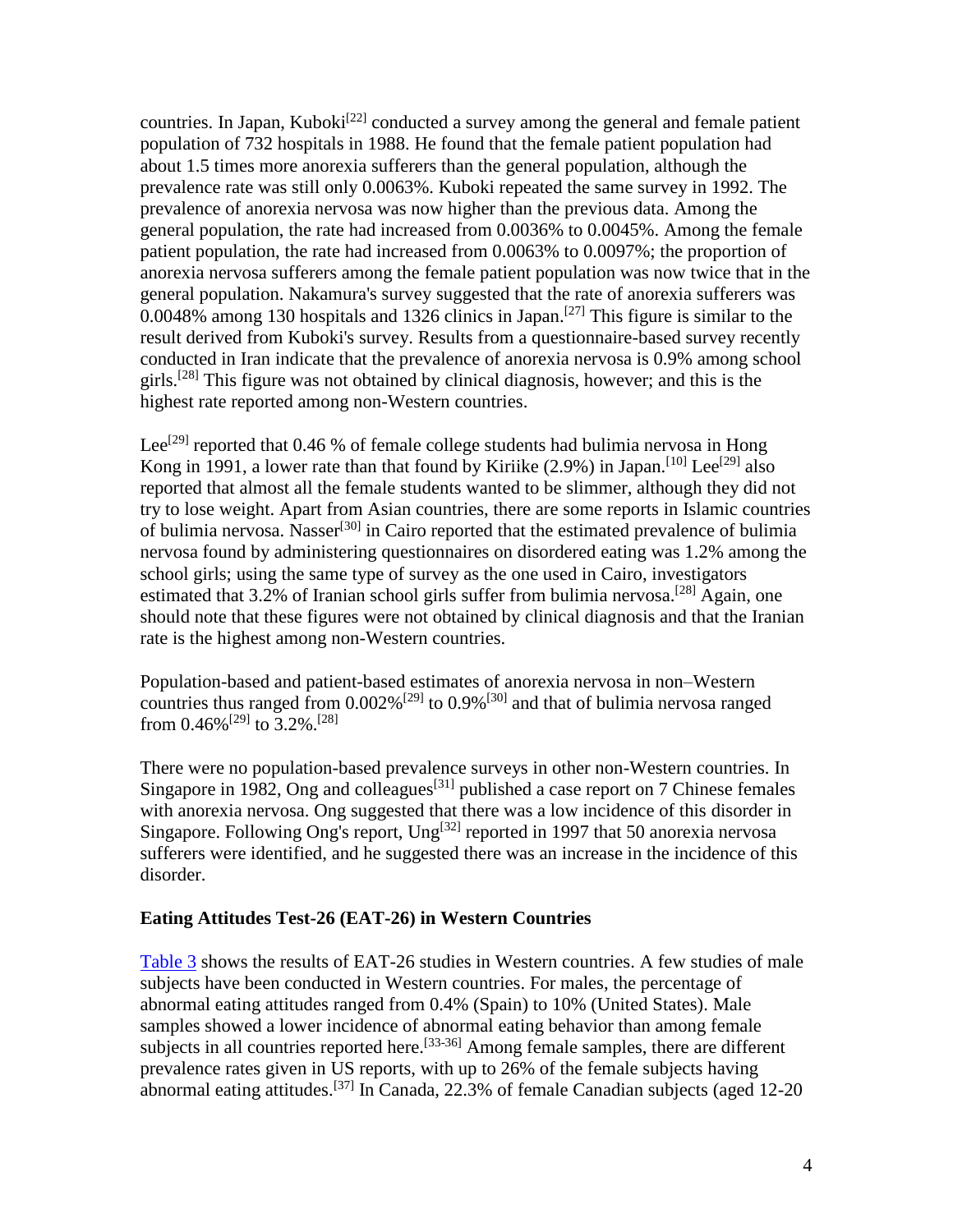countries. In Japan, Kuboki[22] conducted a survey among the general and female patient population of 732 hospitals in 1988. He found that the female patient population had about 1.5 times more anorexia sufferers than the general population, although the prevalence rate was still only 0.0063%. Kuboki repeated the same survey in 1992. The prevalence of anorexia nervosa was now higher than the previous data. Among the general population, the rate had increased from 0.0036% to 0.0045%. Among the female patient population, the rate had increased from 0.0063% to 0.0097%; the proportion of anorexia nervosa sufferers among the female patient population was now twice that in the general population. Nakamura's survey suggested that the rate of anorexia sufferers was 0.0048% among 130 hospitals and 1326 clinics in Japan.[27] This figure is similar to the result derived from Kuboki's survey. Results from a questionnaire-based survey recently conducted in Iran indicate that the prevalence of anorexia nervosa is 0.9% among school girls.[28] This figure was not obtained by clinical diagnosis, however; and this is the highest rate reported among non-Western countries.

Lee[29] reported that 0.46 % of female college students had bulimia nervosa in Hong Kong in 1991, a lower rate than that found by Kiriike (2.9%) in Japan.[10] Lee[29] also reported that almost all the female students wanted to be slimmer, although they did not try to lose weight. Apart from Asian countries, there are some reports in Islamic countries of bulimia nervosa. Nasser[30] in Cairo reported that the estimated prevalence of bulimia nervosa found by administering questionnaires on disordered eating was 1.2% among the school girls; using the same type of survey as the one used in Cairo, investigators estimated that 3.2% of Iranian school girls suffer from bulimia nervosa.[28] Again, one should note that these figures were not obtained by clinical diagnosis and that the Iranian rate is the highest among non-Western countries.

Population-based and patient-based estimates of anorexia nervosa in non–Western countries thus ranged from 0.002%[29] to 0.9%[30] and that of bulimia nervosa ranged from 0.46%[29] to 3.2%.[28]

There were no population-based prevalence surveys in other non-Western countries. In Singapore in 1982, Ong and colleagues[31] published a case report on 7 Chinese females with anorexia nervosa. Ong suggested that there was a low incidence of this disorder in Singapore. Following Ong's report, Ung[32] reported in 1997 that 50 anorexia nervosa sufferers were identified, and he suggested there was an increase in the incidence of this disorder.

### Eating Attitudes Test-26 (EAT-26) in Western Countries

Table 3 shows the results of EAT-26 studies in Western countries. A few studies of male subjects have been conducted in Western countries. For males, the percentage of abnormal eating attitudes ranged from 0.4% (Spain) to 10% (United States). Male samples showed a lower incidence of abnormal eating behavior than among female subjects in all countries reported here.[33-36] Among female samples, there are different prevalence rates given in US reports, with up to 26% of the female subjects having abnormal eating attitudes.[37] In Canada, 22.3% of female Canadian subjects (aged 12-20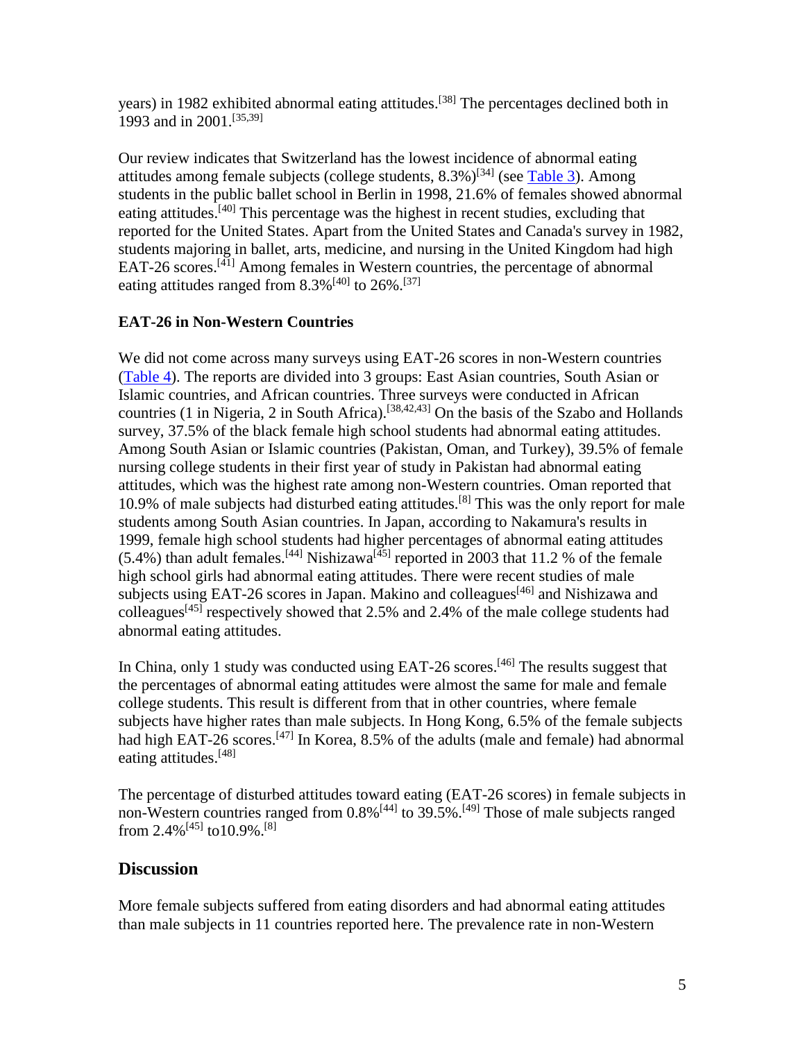years) in 1982 exhibited abnormal eating attitudes.[38] The percentages declined both in 1993 and in 2001.[35,39]

Our review indicates that Switzerland has the lowest incidence of abnormal eating attitudes among female subjects (college students, 8.3%)[34] (see Table 3). Among students in the public ballet school in Berlin in 1998, 21.6% of females showed abnormal eating attitudes.[40] This percentage was the highest in recent studies, excluding that reported for the United States. Apart from the United States and Canada's survey in 1982, students majoring in ballet, arts, medicine, and nursing in the United Kingdom had high EAT-26 scores.[41] Among females in Western countries, the percentage of abnormal eating attitudes ranged from 8.3%[40] to 26%.[37]

### EAT-26 in Non-Western Countries

We did not come across many surveys using EAT-26 scores in non-Western countries (Table 4). The reports are divided into 3 groups: East Asian countries, South Asian or Islamic countries, and African countries. Three surveys were conducted in African countries (1 in Nigeria, 2 in South Africa).[38,42,43] On the basis of the Szabo and Hollands survey, 37.5% of the black female high school students had abnormal eating attitudes. Among South Asian or Islamic countries (Pakistan, Oman, and Turkey), 39.5% of female nursing college students in their first year of study in Pakistan had abnormal eating attitudes, which was the highest rate among non-Western countries. Oman reported that 10.9% of male subjects had disturbed eating attitudes.[8] This was the only report for male students among South Asian countries. In Japan, according to Nakamura's results in 1999, female high school students had higher percentages of abnormal eating attitudes (5.4%) than adult females.[44] Nishizawa[45] reported in 2003 that 11.2 % of the female high school girls had abnormal eating attitudes. There were recent studies of male subjects using EAT-26 scores in Japan. Makino and colleagues[46] and Nishizawa and colleagues[45] respectively showed that 2.5% and 2.4% of the male college students had abnormal eating attitudes.

In China, only 1 study was conducted using EAT-26 scores.[46] The results suggest that the percentages of abnormal eating attitudes were almost the same for male and female college students. This result is different from that in other countries, where female subjects have higher rates than male subjects. In Hong Kong, 6.5% of the female subjects had high EAT-26 scores.[47] In Korea, 8.5% of the adults (male and female) had abnormal eating attitudes.[48]

The percentage of disturbed attitudes toward eating (EAT-26 scores) in female subjects in non-Western countries ranged from 0.8%[44] to 39.5%.[49] Those of male subjects ranged from 2.4%[45] to10.9%.[8]

## Discussion

More female subjects suffered from eating disorders and had abnormal eating attitudes than male subjects in 11 countries reported here. The prevalence rate in non-Western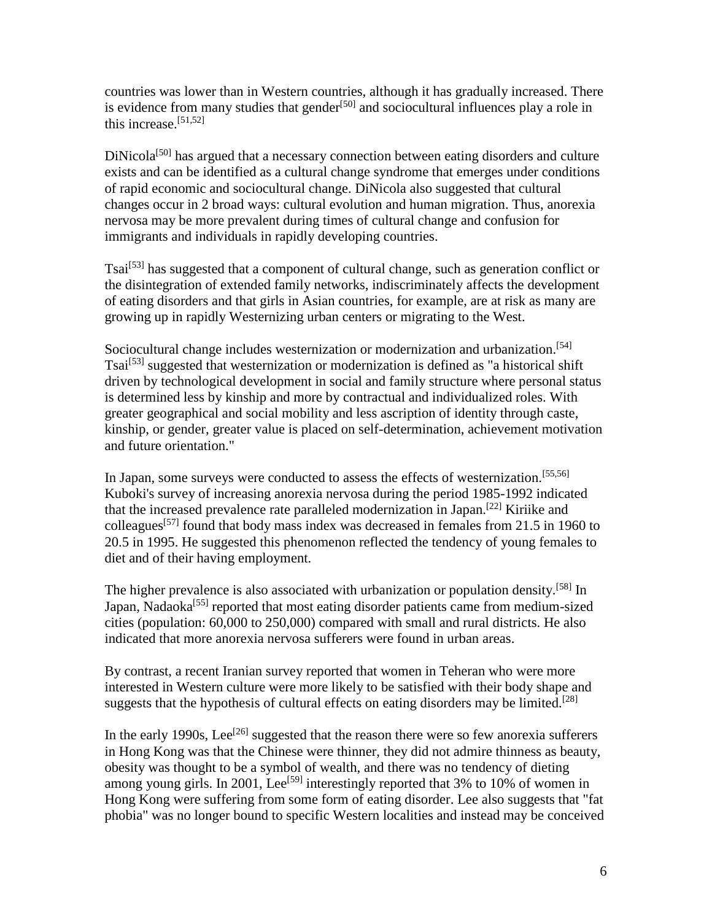countries was lower than in Western countries, although it has gradually increased. There is evidence from many studies that gender[50] and sociocultural influences play a role in this increase.[51,52]

DiNicola[50] has argued that a necessary connection between eating disorders and culture exists and can be identified as a cultural change syndrome that emerges under conditions of rapid economic and sociocultural change. DiNicola also suggested that cultural changes occur in 2 broad ways: cultural evolution and human migration. Thus, anorexia nervosa may be more prevalent during times of cultural change and confusion for immigrants and individuals in rapidly developing countries.

Tsai[53] has suggested that a component of cultural change, such as generation conflict or the disintegration of extended family networks, indiscriminately affects the development of eating disorders and that girls in Asian countries, for example, are at risk as many are growing up in rapidly Westernizing urban centers or migrating to the West.

Sociocultural change includes westernization or modernization and urbanization.[54] Tsai[53] suggested that westernization or modernization is defined as "a historical shift driven by technological development in social and family structure where personal status is determined less by kinship and more by contractual and individualized roles. With greater geographical and social mobility and less ascription of identity through caste, kinship, or gender, greater value is placed on self-determination, achievement motivation and future orientation."

In Japan, some surveys were conducted to assess the effects of westernization.[55,56] Kuboki's survey of increasing anorexia nervosa during the period 1985-1992 indicated that the increased prevalence rate paralleled modernization in Japan.[22] Kiriike and colleagues[57] found that body mass index was decreased in females from 21.5 in 1960 to 20.5 in 1995. He suggested this phenomenon reflected the tendency of young females to diet and of their having employment.

The higher prevalence is also associated with urbanization or population density.[58] In Japan, Nadaoka[55] reported that most eating disorder patients came from medium-sized cities (population: 60,000 to 250,000) compared with small and rural districts. He also indicated that more anorexia nervosa sufferers were found in urban areas.

By contrast, a recent Iranian survey reported that women in Teheran who were more interested in Western culture were more likely to be satisfied with their body shape and suggests that the hypothesis of cultural effects on eating disorders may be limited.[28]

In the early 1990s, Lee[26] suggested that the reason there were so few anorexia sufferers in Hong Kong was that the Chinese were thinner, they did not admire thinness as beauty, obesity was thought to be a symbol of wealth, and there was no tendency of dieting among young girls. In 2001, Lee[59] interestingly reported that 3% to 10% of women in Hong Kong were suffering from some form of eating disorder. Lee also suggests that "fat phobia" was no longer bound to specific Western localities and instead may be conceived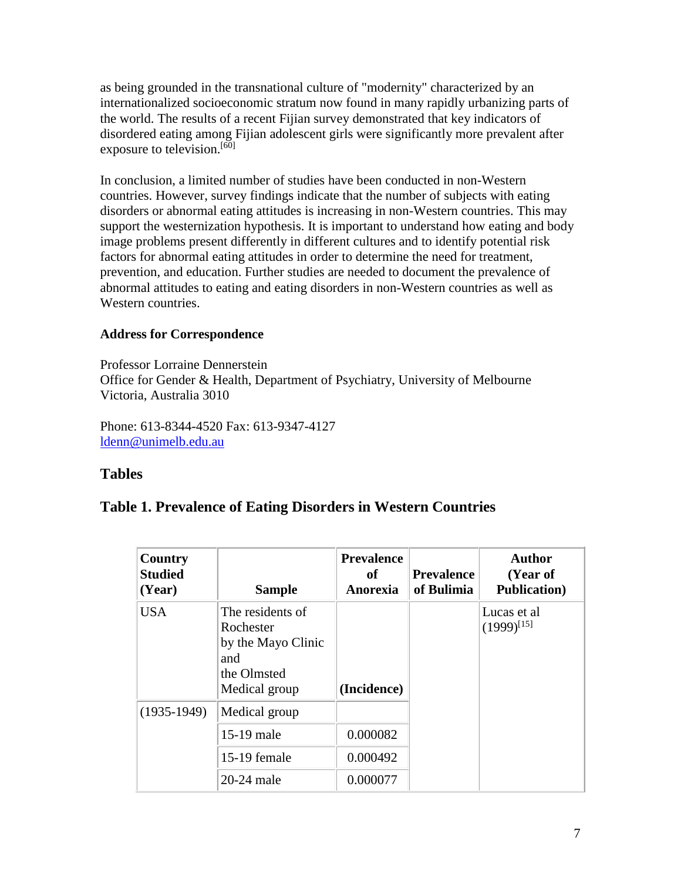as being grounded in the transnational culture of "modernity" characterized by an internationalized socioeconomic stratum now found in many rapidly urbanizing parts of the world. The results of a recent Fijian survey demonstrated that key indicators of disordered eating among Fijian adolescent girls were significantly more prevalent after exposure to television.[60]

In conclusion, a limited number of studies have been conducted in non-Western countries. However, survey findings indicate that the number of subjects with eating disorders or abnormal eating attitudes is increasing in non-Western countries. This may support the westernization hypothesis. It is important to understand how eating and body image problems present differently in different cultures and to identify potential risk factors for abnormal eating attitudes in order to determine the need for treatment, prevention, and education. Further studies are needed to document the prevalence of abnormal attitudes to eating and eating disorders in non-Western countries as well as Western countries.

**Address for Correspondence**

Professor Lorraine Dennerstein
Office for Gender & Health, Department of Psychiatry, University of Melbourne
Victoria, Australia 3010

Phone: 613-8344-4520 Fax: 613-9347-4127
ldenn@unimelb.edu.au

## Tables

### Table 1. Prevalence of Eating Disorders in Western Countries

| Country Studied (Year) | Sample | Prevalence of Anorexia | Prevalence of Bulimia | Author (Year of Publication) |
|---|---|---|---|---|
| USA | The residents of Rochester by the Mayo Clinic and the Olmsted Medical group | (Incidence) | | Lucas et al (1999)[15] |
| (1935-1949) | Medical group | | | |
| | 15-19 male | 0.000082 | | |
| | 15-19 female | 0.000492 | | |
| | 20-24 male | 0.000077 | | |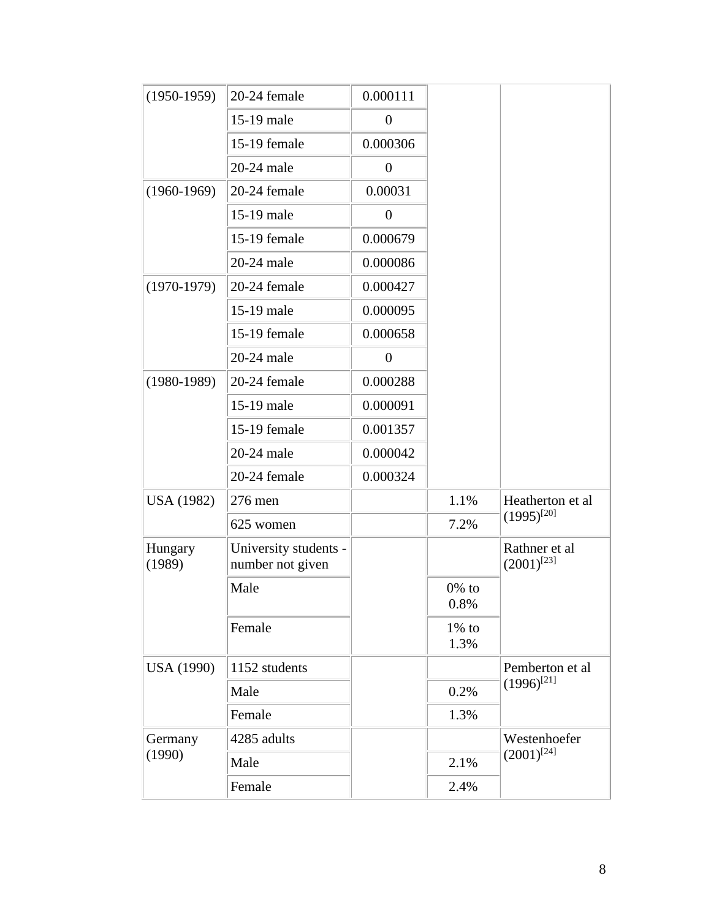| | | | | |
|---|---|---|---|---|
| (1950-1959) | 20-24 female | 0.000111 | | |
| | 15-19 male | 0 | | |
| | 15-19 female | 0.000306 | | |
| | 20-24 male | 0 | | |
| (1960-1969) | 20-24 female | 0.00031 | | |
| | 15-19 male | 0 | | |
| | 15-19 female | 0.000679 | | |
| | 20-24 male | 0.000086 | | |
| (1970-1979) | 20-24 female | 0.000427 | | |
| | 15-19 male | 0.000095 | | |
| | 15-19 female | 0.000658 | | |
| | 20-24 male | 0 | | |
| (1980-1989) | 20-24 female | 0.000288 | | |
| | 15-19 male | 0.000091 | | |
| | 15-19 female | 0.001357 | | |
| | 20-24 male | 0.000042 | | |
| | 20-24 female | 0.000324 | | |
| USA (1982) | 276 men | | 1.1% | Heatherton et al (1995)[20] |
| | 625 women | | 7.2% | |
| Hungary (1989) | University students - number not given | | | Rathner et al (2001)[23] |
| | Male | | 0% to 0.8% | |
| | Female | | 1% to 1.3% | |
| USA (1990) | 1152 students | | | Pemberton et al (1996)[21] |
| | Male | | 0.2% | |
| | Female | | 1.3% | |
| Germany (1990) | 4285 adults | | | Westenhoefer (2001)[24] |
| | Male | | 2.1% | |
| | Female | | 2.4% | |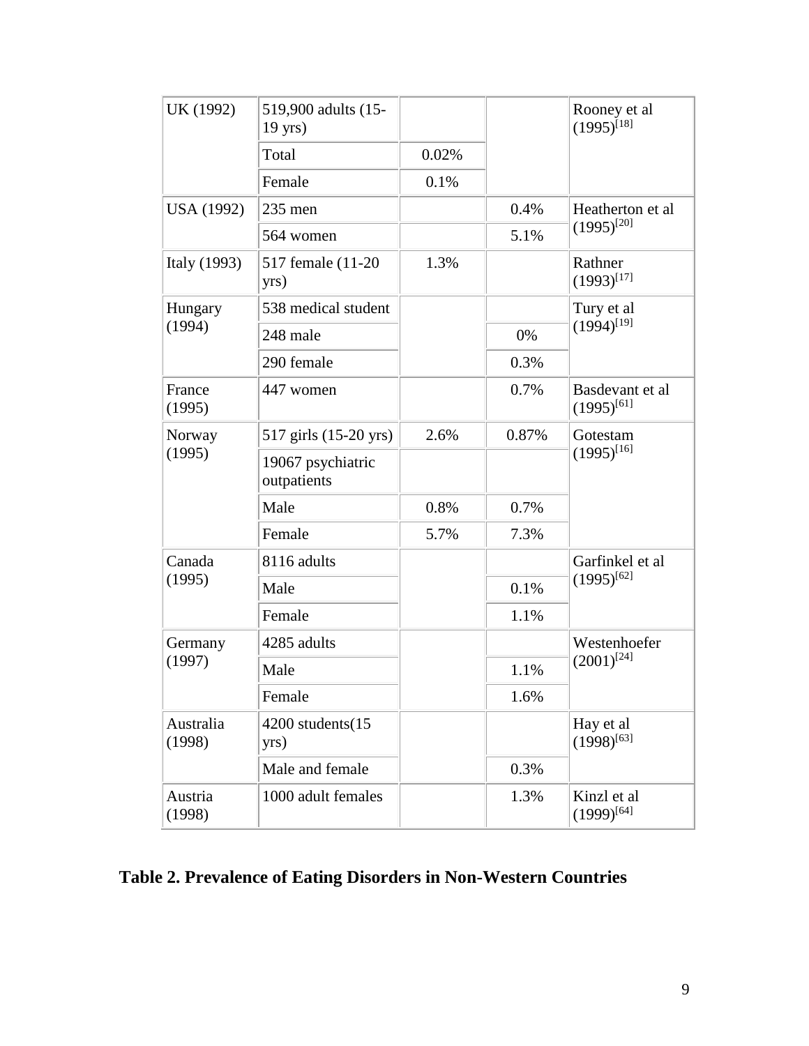| UK (1992) | 519,900 adults (15-19 yrs) | | | Rooney et al (1995)[18] |
|---|---|---|---|---|
| | Total | 0.02% | | |
| | Female | 0.1% | | |
| USA (1992) | 235 men | | 0.4% | Heatherton et al (1995)[20] |
| | 564 women | | 5.1% | |
| Italy (1993) | 517 female (11-20 yrs) | 1.3% | | Rathner (1993)[17] |
| Hungary (1994) | 538 medical student | | | Tury et al (1994)[19] |
| | 248 male | | 0% | |
| | 290 female | | 0.3% | |
| France (1995) | 447 women | | 0.7% | Basdevant et al (1995)[61] |
| Norway (1995) | 517 girls (15-20 yrs) | 2.6% | 0.87% | Gotestam (1995)[16] |
| | 19067 psychiatric outpatients | | | |
| | Male | 0.8% | 0.7% | |
| | Female | 5.7% | 7.3% | |
| Canada (1995) | 8116 adults | | | Garfinkel et al (1995)[62] |
| | Male | | 0.1% | |
| | Female | | 1.1% | |
| Germany (1997) | 4285 adults | | | Westenhoefer (2001)[24] |
| | Male | | 1.1% | |
| | Female | | 1.6% | |
| Australia (1998) | 4200 students(15 yrs) | | | Hay et al (1998)[63] |
| | Male and female | | 0.3% | |
| Austria (1998) | 1000 adult females | | 1.3% | Kinzl et al (1999)[64] |

**Table 2. Prevalence of Eating Disorders in Non-Western Countries**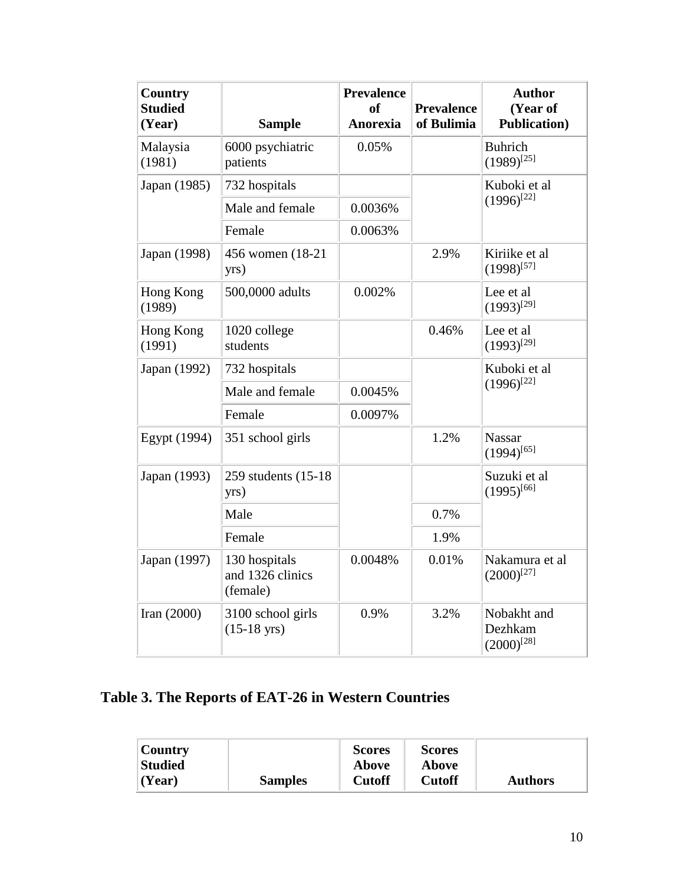| Country Studied (Year) | Sample | Prevalence of Anorexia | Prevalence of Bulimia | Author (Year of Publication) |
|---|---|---|---|---|
| Malaysia (1981) | 6000 psychiatric patients | 0.05% | | Buhrich (1989)[25] |
| Japan (1985) | 732 hospitals | | | Kuboki et al (1996)[22] |
| | Male and female | 0.0036% | | |
| | Female | 0.0063% | | |
| Japan (1998) | 456 women (18-21 yrs) | | 2.9% | Kiriike et al (1998)[57] |
| Hong Kong (1989) | 500,0000 adults | 0.002% | | Lee et al (1993)[29] |
| Hong Kong (1991) | 1020 college students | | 0.46% | Lee et al (1993)[29] |
| Japan (1992) | 732 hospitals | | | Kuboki et al (1996)[22] |
| | Male and female | 0.0045% | | |
| | Female | 0.0097% | | |
| Egypt (1994) | 351 school girls | | 1.2% | Nassar (1994)[65] |
| Japan (1993) | 259 students (15-18 yrs) | | | Suzuki et al (1995)[66] |
| | Male | | 0.7% | |
| | Female | | 1.9% | |
| Japan (1997) | 130 hospitals and 1326 clinics (female) | 0.0048% | 0.01% | Nakamura et al (2000)[27] |
| Iran (2000) | 3100 school girls (15-18 yrs) | 0.9% | 3.2% | Nobakht and Dezhkam (2000)[28] |

## Table 3. The Reports of EAT-26 in Western Countries

| Country Studied (Year) | Samples | Scores Above Cutoff | Scores Above Cutoff | Authors |
|---|---|---|---|---|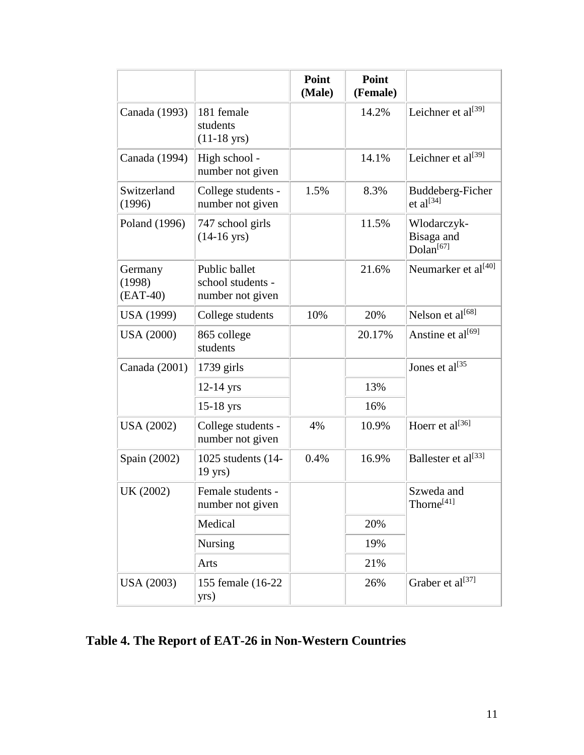| | | Point (Male) | Point (Female) | |
|---|---|---|---|---|
| Canada (1993) | 181 female students (11-18 yrs) | | 14.2% | Leichner et al[39] |
| Canada (1994) | High school - number not given | | 14.1% | Leichner et al[39] |
| Switzerland (1996) | College students - number not given | 1.5% | 8.3% | Buddeberg-Ficher et al[34] |
| Poland (1996) | 747 school girls (14-16 yrs) | | 11.5% | Wlodarczyk-Bisaga and Dolan[67] |
| Germany (1998) (EAT-40) | Public ballet school students - number not given | | 21.6% | Neumarker et al[40] |
| USA (1999) | College students | 10% | 20% | Nelson et al[68] |
| USA (2000) | 865 college students | | 20.17% | Anstine et al[69] |
| Canada (2001) | 1739 girls | | | Jones et al[35 |
| | 12-14 yrs | | 13% | |
| | 15-18 yrs | | 16% | |
| USA (2002) | College students - number not given | 4% | 10.9% | Hoerr et al[36] |
| Spain (2002) | 1025 students (14-19 yrs) | 0.4% | 16.9% | Ballester et al[33] |
| UK (2002) | Female students - number not given | | | Szweda and Thorne[41] |
| | Medical | | 20% | |
| | Nursing | | 19% | |
| | Arts | | 21% | |
| USA (2003) | 155 female (16-22 yrs) | | 26% | Graber et al[37] |

**Table 4. The Report of EAT-26 in Non-Western Countries**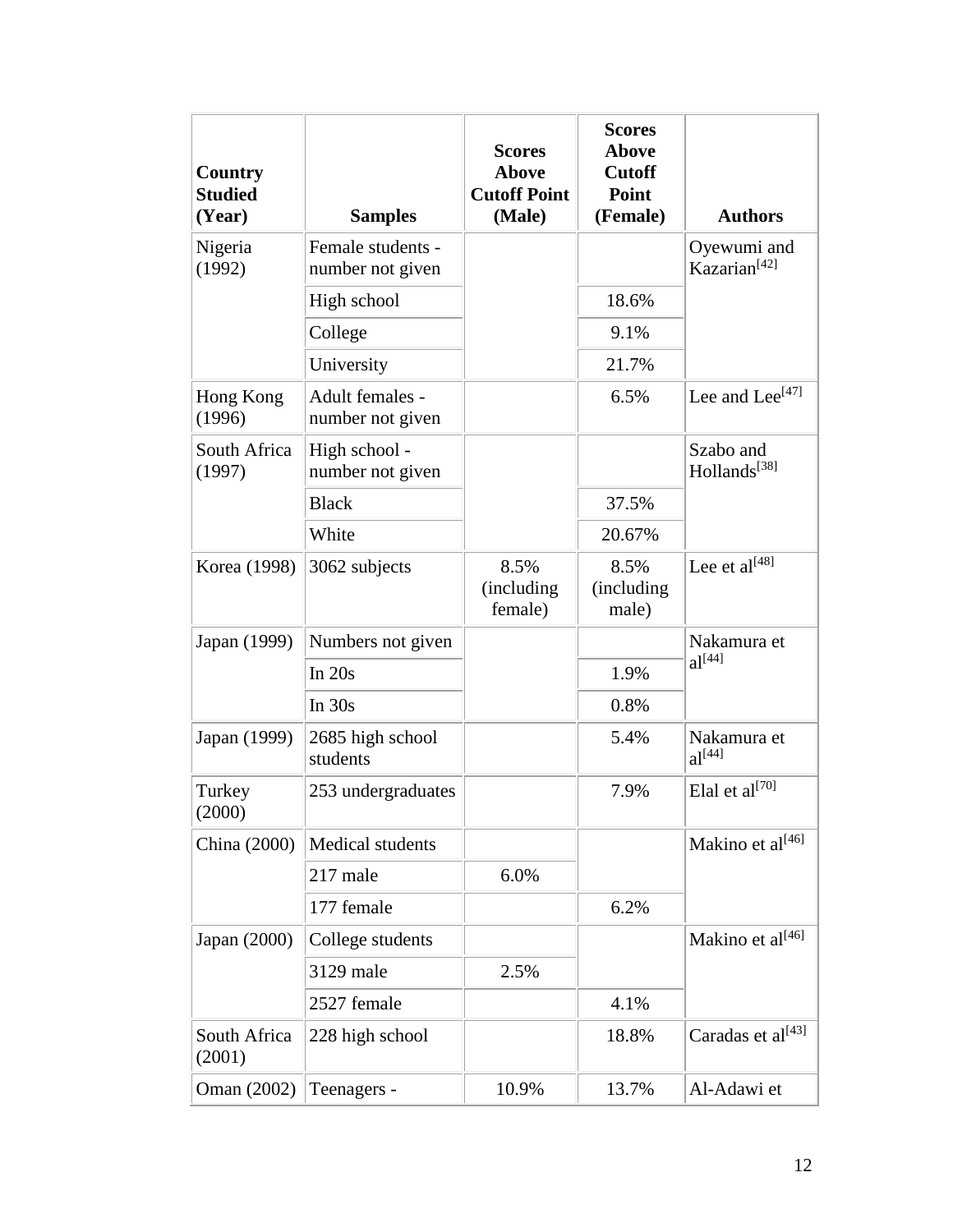| Country Studied (Year) | Samples | Scores Above Cutoff Point (Male) | Scores Above Cutoff Point (Female) | Authors |
|---|---|---|---|---|
| Nigeria (1992) | Female students - number not given | | | Oyewumi and Kazarian[42] |
| | High school | | 18.6% | |
| | College | | 9.1% | |
| | University | | 21.7% | |
| Hong Kong (1996) | Adult females - number not given | | 6.5% | Lee and Lee[47] |
| South Africa (1997) | High school - number not given | | | Szabo and Hollands[38] |
| | Black | | 37.5% | |
| | White | | 20.67% | |
| Korea (1998) | 3062 subjects | 8.5% (including female) | 8.5% (including male) | Lee et al[48] |
| Japan (1999) | Numbers not given | | | Nakamura et al[44] |
| | In 20s | | 1.9% | |
| | In 30s | | 0.8% | |
| Japan (1999) | 2685 high school students | | 5.4% | Nakamura et al[44] |
| Turkey (2000) | 253 undergraduates | | 7.9% | Elal et al[70] |
| China (2000) | Medical students | | | Makino et al[46] |
| | 217 male | 6.0% | | |
| | 177 female | | 6.2% | |
| Japan (2000) | College students | | | Makino et al[46] |
| | 3129 male | 2.5% | | |
| | 2527 female | | 4.1% | |
| South Africa (2001) | 228 high school | | 18.8% | Caradas et al[43] |
| Oman (2002) | Teenagers - | 10.9% | 13.7% | Al-Adawi et |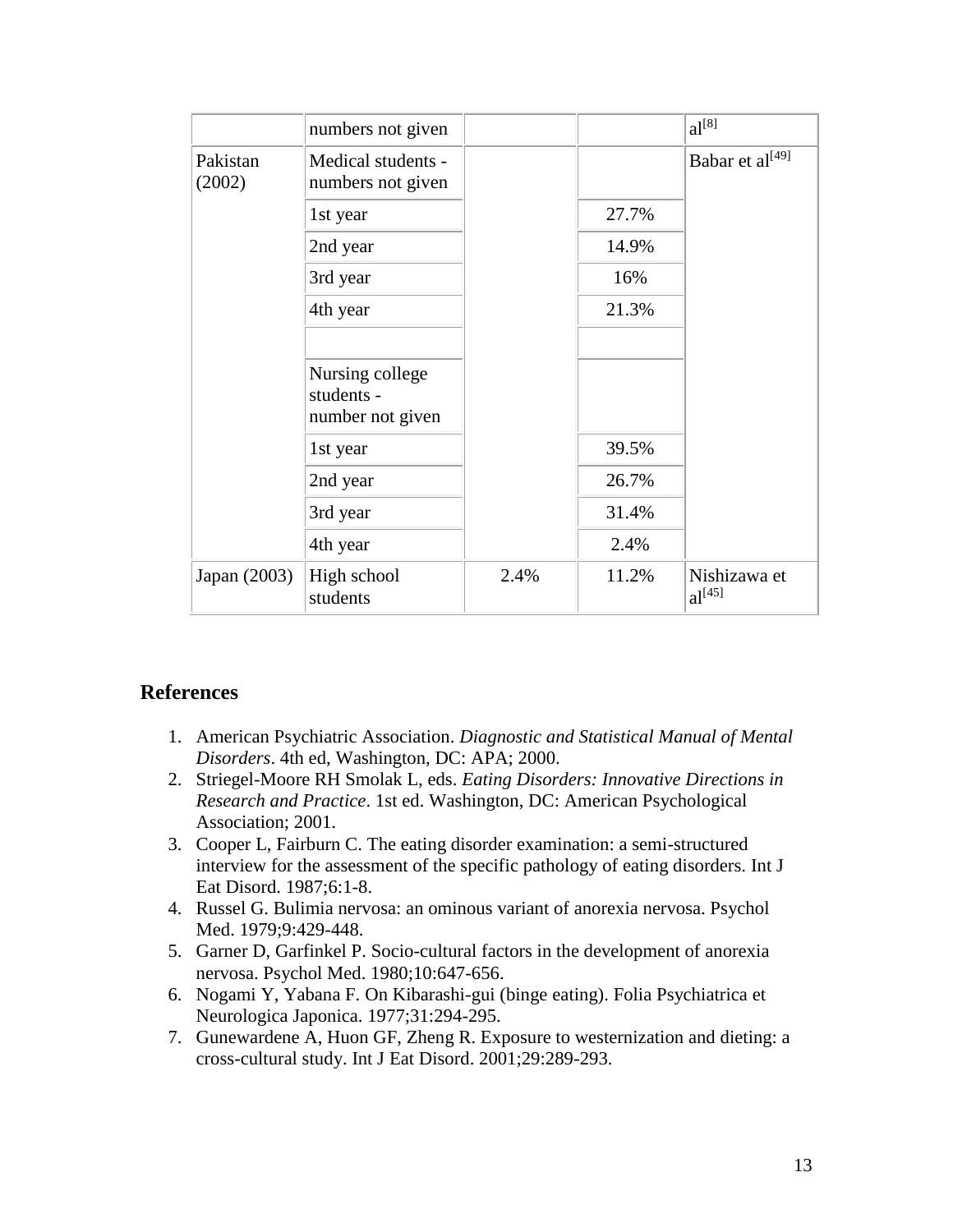| | numbers not given | | | al[8] |
|---|---|---|---|---|
| Pakistan (2002) | Medical students - numbers not given | | | Babar et al[49] |
| | 1st year | | 27.7% | |
| | 2nd year | | 14.9% | |
| | 3rd year | | 16% | |
| | 4th year | | 21.3% | |
| | | | | |
| | Nursing college students - number not given | | | |
| | 1st year | | 39.5% | |
| | 2nd year | | 26.7% | |
| | 3rd year | | 31.4% | |
| | 4th year | | 2.4% | |
| Japan (2003) | High school students | 2.4% | 11.2% | Nishizawa et al[45] |

## References

1. American Psychiatric Association. *Diagnostic and Statistical Manual of Mental Disorders*. 4th ed, Washington, DC: APA; 2000.
2. Striegel-Moore RH Smolak L, eds. *Eating Disorders: Innovative Directions in Research and Practice*. 1st ed. Washington, DC: American Psychological Association; 2001.
3. Cooper L, Fairburn C. The eating disorder examination: a semi-structured interview for the assessment of the specific pathology of eating disorders. Int J Eat Disord. 1987;6:1-8.
4. Russel G. Bulimia nervosa: an ominous variant of anorexia nervosa. Psychol Med. 1979;9:429-448.
5. Garner D, Garfinkel P. Socio-cultural factors in the development of anorexia nervosa. Psychol Med. 1980;10:647-656.
6. Nogami Y, Yabana F. On Kibarashi-gui (binge eating). Folia Psychiatrica et Neurologica Japonica. 1977;31:294-295.
7. Gunewardene A, Huon GF, Zheng R. Exposure to westernization and dieting: a cross-cultural study. Int J Eat Disord. 2001;29:289-293.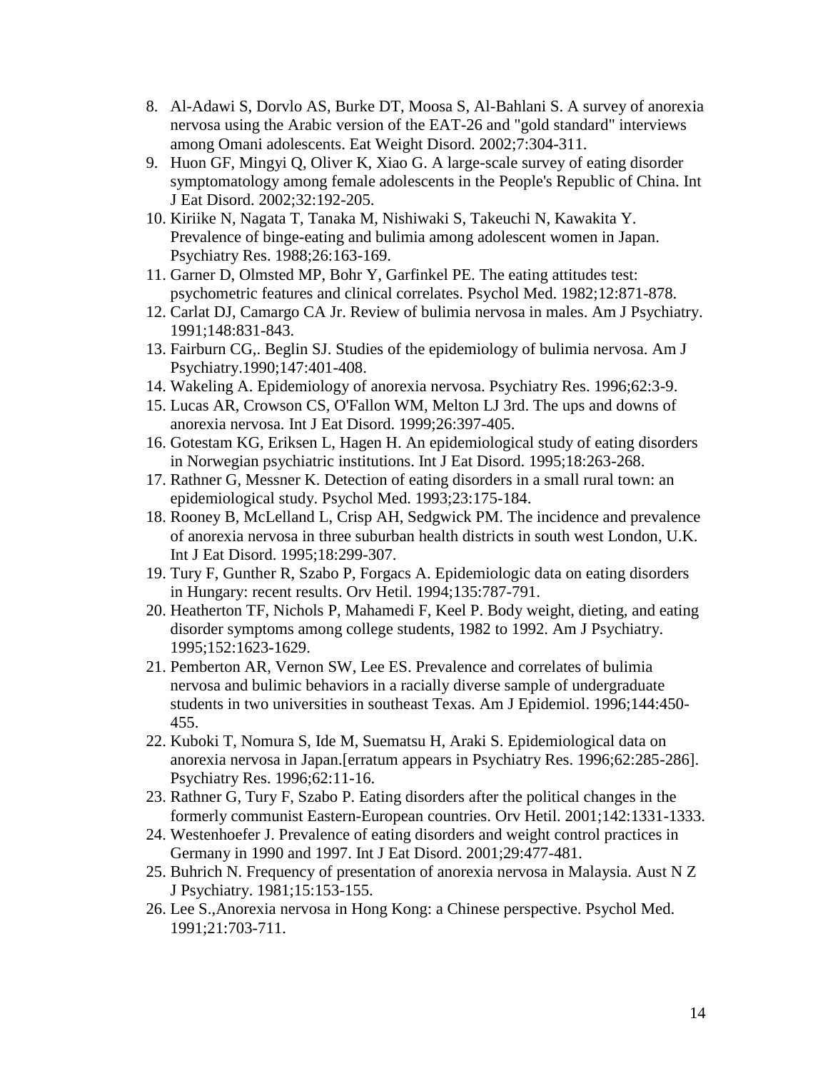8. Al-Adawi S, Dorvlo AS, Burke DT, Moosa S, Al-Bahlani S. A survey of anorexia nervosa using the Arabic version of the EAT-26 and "gold standard" interviews among Omani adolescents. Eat Weight Disord. 2002;7:304-311.
9. Huon GF, Mingyi Q, Oliver K, Xiao G. A large-scale survey of eating disorder symptomatology among female adolescents in the People's Republic of China. Int J Eat Disord. 2002;32:192-205.
10. Kiriike N, Nagata T, Tanaka M, Nishiwaki S, Takeuchi N, Kawakita Y. Prevalence of binge-eating and bulimia among adolescent women in Japan. Psychiatry Res. 1988;26:163-169.
11. Garner D, Olmsted MP, Bohr Y, Garfinkel PE. The eating attitudes test: psychometric features and clinical correlates. Psychol Med. 1982;12:871-878.
12. Carlat DJ, Camargo CA Jr. Review of bulimia nervosa in males. Am J Psychiatry. 1991;148:831-843.
13. Fairburn CG,. Beglin SJ. Studies of the epidemiology of bulimia nervosa. Am J Psychiatry.1990;147:401-408.
14. Wakeling A. Epidemiology of anorexia nervosa. Psychiatry Res. 1996;62:3-9.
15. Lucas AR, Crowson CS, O'Fallon WM, Melton LJ 3rd. The ups and downs of anorexia nervosa. Int J Eat Disord. 1999;26:397-405.
16. Gotestam KG, Eriksen L, Hagen H. An epidemiological study of eating disorders in Norwegian psychiatric institutions. Int J Eat Disord. 1995;18:263-268.
17. Rathner G, Messner K. Detection of eating disorders in a small rural town: an epidemiological study. Psychol Med. 1993;23:175-184.
18. Rooney B, McLelland L, Crisp AH, Sedgwick PM. The incidence and prevalence of anorexia nervosa in three suburban health districts in south west London, U.K. Int J Eat Disord. 1995;18:299-307.
19. Tury F, Gunther R, Szabo P, Forgacs A. Epidemiologic data on eating disorders in Hungary: recent results. Orv Hetil. 1994;135:787-791.
20. Heatherton TF, Nichols P, Mahamedi F, Keel P. Body weight, dieting, and eating disorder symptoms among college students, 1982 to 1992. Am J Psychiatry. 1995;152:1623-1629.
21. Pemberton AR, Vernon SW, Lee ES. Prevalence and correlates of bulimia nervosa and bulimic behaviors in a racially diverse sample of undergraduate students in two universities in southeast Texas. Am J Epidemiol. 1996;144:450-455.
22. Kuboki T, Nomura S, Ide M, Suematsu H, Araki S. Epidemiological data on anorexia nervosa in Japan.[erratum appears in Psychiatry Res. 1996;62:285-286]. Psychiatry Res. 1996;62:11-16.
23. Rathner G, Tury F, Szabo P. Eating disorders after the political changes in the formerly communist Eastern-European countries. Orv Hetil. 2001;142:1331-1333.
24. Westenhoefer J. Prevalence of eating disorders and weight control practices in Germany in 1990 and 1997. Int J Eat Disord. 2001;29:477-481.
25. Buhrich N. Frequency of presentation of anorexia nervosa in Malaysia. Aust N Z J Psychiatry. 1981;15:153-155.
26. Lee S.,Anorexia nervosa in Hong Kong: a Chinese perspective. Psychol Med. 1991;21:703-711.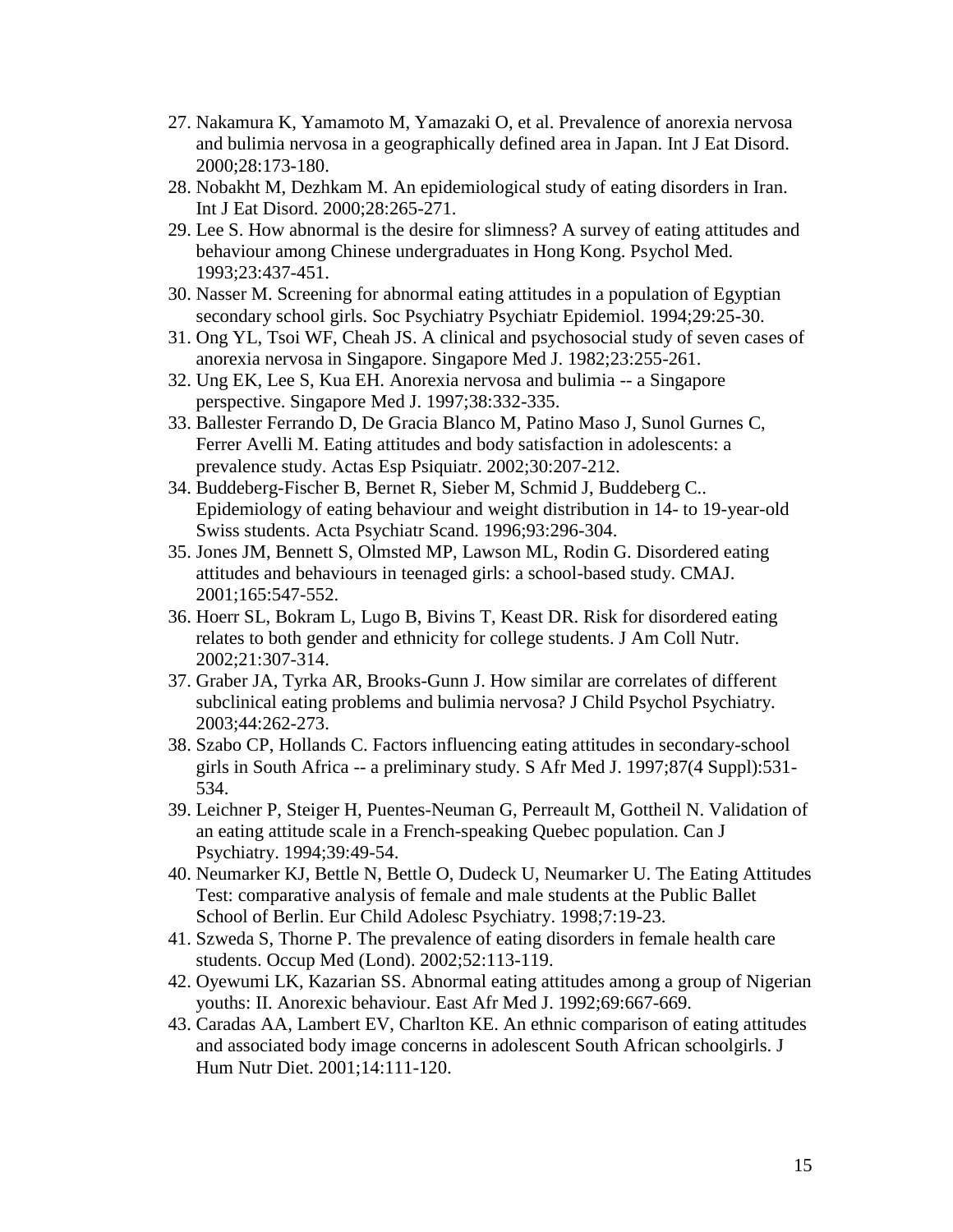27. Nakamura K, Yamamoto M, Yamazaki O, et al. Prevalence of anorexia nervosa and bulimia nervosa in a geographically defined area in Japan. Int J Eat Disord. 2000;28:173-180.
28. Nobakht M, Dezhkam M. An epidemiological study of eating disorders in Iran. Int J Eat Disord. 2000;28:265-271.
29. Lee S. How abnormal is the desire for slimness? A survey of eating attitudes and behaviour among Chinese undergraduates in Hong Kong. Psychol Med. 1993;23:437-451.
30. Nasser M. Screening for abnormal eating attitudes in a population of Egyptian secondary school girls. Soc Psychiatry Psychiatr Epidemiol. 1994;29:25-30.
31. Ong YL, Tsoi WF, Cheah JS. A clinical and psychosocial study of seven cases of anorexia nervosa in Singapore. Singapore Med J. 1982;23:255-261.
32. Ung EK, Lee S, Kua EH. Anorexia nervosa and bulimia -- a Singapore perspective. Singapore Med J. 1997;38:332-335.
33. Ballester Ferrando D, De Gracia Blanco M, Patino Maso J, Sunol Gurnes C, Ferrer Avelli M. Eating attitudes and body satisfaction in adolescents: a prevalence study. Actas Esp Psiquiatr. 2002;30:207-212.
34. Buddeberg-Fischer B, Bernet R, Sieber M, Schmid J, Buddeberg C.. Epidemiology of eating behaviour and weight distribution in 14- to 19-year-old Swiss students. Acta Psychiatr Scand. 1996;93:296-304.
35. Jones JM, Bennett S, Olmsted MP, Lawson ML, Rodin G. Disordered eating attitudes and behaviours in teenaged girls: a school-based study. CMAJ. 2001;165:547-552.
36. Hoerr SL, Bokram L, Lugo B, Bivins T, Keast DR. Risk for disordered eating relates to both gender and ethnicity for college students. J Am Coll Nutr. 2002;21:307-314.
37. Graber JA, Tyrka AR, Brooks-Gunn J. How similar are correlates of different subclinical eating problems and bulimia nervosa? J Child Psychol Psychiatry. 2003;44:262-273.
38. Szabo CP, Hollands C. Factors influencing eating attitudes in secondary-school girls in South Africa -- a preliminary study. S Afr Med J. 1997;87(4 Suppl):531-534.
39. Leichner P, Steiger H, Puentes-Neuman G, Perreault M, Gottheil N. Validation of an eating attitude scale in a French-speaking Quebec population. Can J Psychiatry. 1994;39:49-54.
40. Neumarker KJ, Bettle N, Bettle O, Dudeck U, Neumarker U. The Eating Attitudes Test: comparative analysis of female and male students at the Public Ballet School of Berlin. Eur Child Adolesc Psychiatry. 1998;7:19-23.
41. Szweda S, Thorne P. The prevalence of eating disorders in female health care students. Occup Med (Lond). 2002;52:113-119.
42. Oyewumi LK, Kazarian SS. Abnormal eating attitudes among a group of Nigerian youths: II. Anorexic behaviour. East Afr Med J. 1992;69:667-669.
43. Caradas AA, Lambert EV, Charlton KE. An ethnic comparison of eating attitudes and associated body image concerns in adolescent South African schoolgirls. J Hum Nutr Diet. 2001;14:111-120.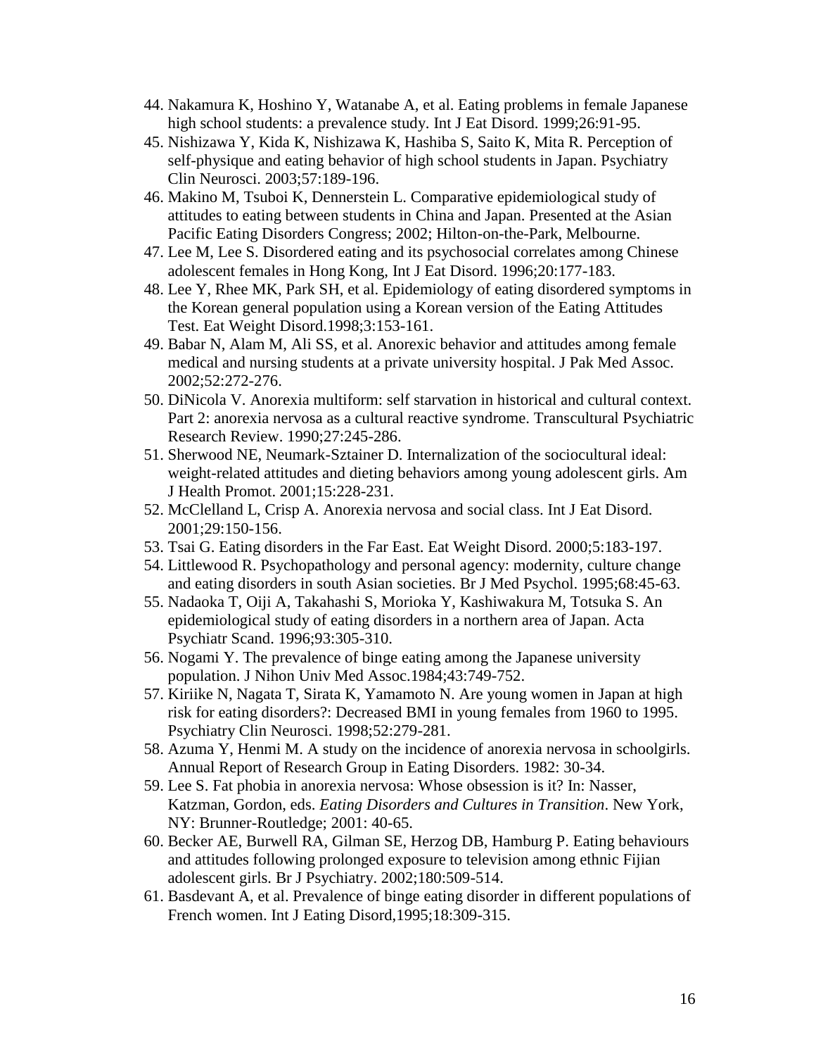44. Nakamura K, Hoshino Y, Watanabe A, et al. Eating problems in female Japanese high school students: a prevalence study. Int J Eat Disord. 1999;26:91-95.
45. Nishizawa Y, Kida K, Nishizawa K, Hashiba S, Saito K, Mita R. Perception of self-physique and eating behavior of high school students in Japan. Psychiatry Clin Neurosci. 2003;57:189-196.
46. Makino M, Tsuboi K, Dennerstein L. Comparative epidemiological study of attitudes to eating between students in China and Japan. Presented at the Asian Pacific Eating Disorders Congress; 2002; Hilton-on-the-Park, Melbourne.
47. Lee M, Lee S. Disordered eating and its psychosocial correlates among Chinese adolescent females in Hong Kong, Int J Eat Disord. 1996;20:177-183.
48. Lee Y, Rhee MK, Park SH, et al. Epidemiology of eating disordered symptoms in the Korean general population using a Korean version of the Eating Attitudes Test. Eat Weight Disord.1998;3:153-161.
49. Babar N, Alam M, Ali SS, et al. Anorexic behavior and attitudes among female medical and nursing students at a private university hospital. J Pak Med Assoc. 2002;52:272-276.
50. DiNicola V. Anorexia multiform: self starvation in historical and cultural context. Part 2: anorexia nervosa as a cultural reactive syndrome. Transcultural Psychiatric Research Review. 1990;27:245-286.
51. Sherwood NE, Neumark-Sztainer D. Internalization of the sociocultural ideal: weight-related attitudes and dieting behaviors among young adolescent girls. Am J Health Promot. 2001;15:228-231.
52. McClelland L, Crisp A. Anorexia nervosa and social class. Int J Eat Disord. 2001;29:150-156.
53. Tsai G. Eating disorders in the Far East. Eat Weight Disord. 2000;5:183-197.
54. Littlewood R. Psychopathology and personal agency: modernity, culture change and eating disorders in south Asian societies. Br J Med Psychol. 1995;68:45-63.
55. Nadaoka T, Oiji A, Takahashi S, Morioka Y, Kashiwakura M, Totsuka S. An epidemiological study of eating disorders in a northern area of Japan. Acta Psychiatr Scand. 1996;93:305-310.
56. Nogami Y. The prevalence of binge eating among the Japanese university population. J Nihon Univ Med Assoc.1984;43:749-752.
57. Kiriike N, Nagata T, Sirata K, Yamamoto N. Are young women in Japan at high risk for eating disorders?: Decreased BMI in young females from 1960 to 1995. Psychiatry Clin Neurosci. 1998;52:279-281.
58. Azuma Y, Henmi M. A study on the incidence of anorexia nervosa in schoolgirls. Annual Report of Research Group in Eating Disorders. 1982: 30-34.
59. Lee S. Fat phobia in anorexia nervosa: Whose obsession is it? In: Nasser, Katzman, Gordon, eds. *Eating Disorders and Cultures in Transition*. New York, NY: Brunner-Routledge; 2001: 40-65.
60. Becker AE, Burwell RA, Gilman SE, Herzog DB, Hamburg P. Eating behaviours and attitudes following prolonged exposure to television among ethnic Fijian adolescent girls. Br J Psychiatry. 2002;180:509-514.
61. Basdevant A, et al. Prevalence of binge eating disorder in different populations of French women. Int J Eating Disord,1995;18:309-315.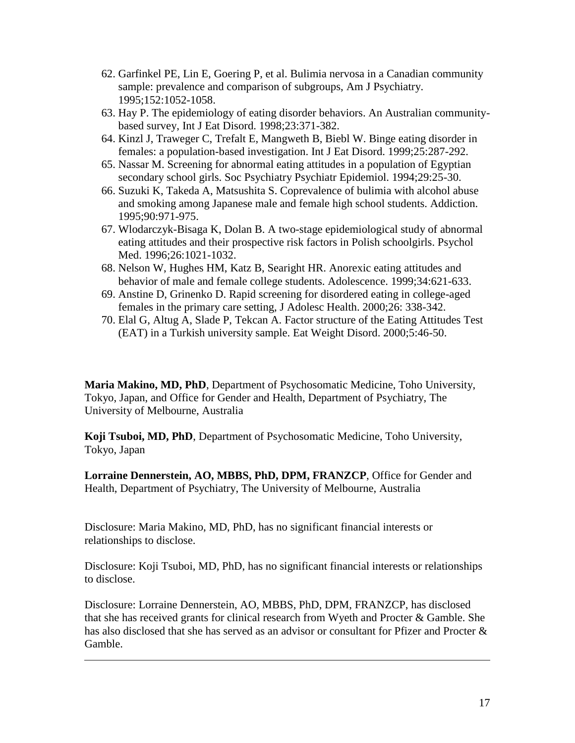62. Garfinkel PE, Lin E, Goering P, et al. Bulimia nervosa in a Canadian community sample: prevalence and comparison of subgroups, Am J Psychiatry. 1995;152:1052-1058.
63. Hay P. The epidemiology of eating disorder behaviors. An Australian community-based survey, Int J Eat Disord. 1998;23:371-382.
64. Kinzl J, Traweger C, Trefalt E, Mangweth B, Biebl W. Binge eating disorder in females: a population-based investigation. Int J Eat Disord. 1999;25:287-292.
65. Nassar M. Screening for abnormal eating attitudes in a population of Egyptian secondary school girls. Soc Psychiatry Psychiatr Epidemiol. 1994;29:25-30.
66. Suzuki K, Takeda A, Matsushita S. Coprevalence of bulimia with alcohol abuse and smoking among Japanese male and female high school students. Addiction. 1995;90:971-975.
67. Wlodarczyk-Bisaga K, Dolan B. A two-stage epidemiological study of abnormal eating attitudes and their prospective risk factors in Polish schoolgirls. Psychol Med. 1996;26:1021-1032.
68. Nelson W, Hughes HM, Katz B, Searight HR. Anorexic eating attitudes and behavior of male and female college students. Adolescence. 1999;34:621-633.
69. Anstine D, Grinenko D. Rapid screening for disordered eating in college-aged females in the primary care setting, J Adolesc Health. 2000;26: 338-342.
70. Elal G, Altug A, Slade P, Tekcan A. Factor structure of the Eating Attitudes Test (EAT) in a Turkish university sample. Eat Weight Disord. 2000;5:46-50.

**Maria Makino, MD, PhD**, Department of Psychosomatic Medicine, Toho University, Tokyo, Japan, and Office for Gender and Health, Department of Psychiatry, The University of Melbourne, Australia

**Koji Tsuboi, MD, PhD**, Department of Psychosomatic Medicine, Toho University, Tokyo, Japan

**Lorraine Dennerstein, AO, MBBS, PhD, DPM, FRANZCP**, Office for Gender and Health, Department of Psychiatry, The University of Melbourne, Australia

Disclosure: Maria Makino, MD, PhD, has no significant financial interests or relationships to disclose.

Disclosure: Koji Tsuboi, MD, PhD, has no significant financial interests or relationships to disclose.

Disclosure: Lorraine Dennerstein, AO, MBBS, PhD, DPM, FRANZCP, has disclosed that she has received grants for clinical research from Wyeth and Procter & Gamble. She has also disclosed that she has served as an advisor or consultant for Pfizer and Procter & Gamble.